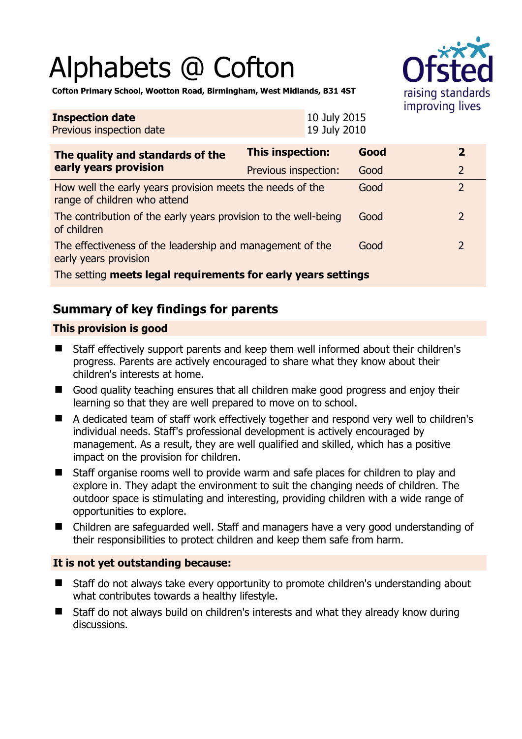# Alphabets @ Cofton

**Cofton Primary School, Wootton Road, Birmingham, West Midlands, B31 4ST**

Ofsted raising standards improving lives

| **Inspection date** | 10 July 2015 |
|---|---|
| Previous inspection date | 19 July 2010 |

| **The quality and standards of the early years provision** | **This inspection:** | **Good** | **2** |
|---|---|---|---|
| | Previous inspection: | Good | 2 |
| How well the early years provision meets the needs of the range of children who attend | | Good | 2 |
| The contribution of the early years provision to the well-being of children | | Good | 2 |
| The effectiveness of the leadership and management of the early years provision | | Good | 2 |
| The setting **meets legal requirements for early years settings** | | | |

## Summary of key findings for parents

### This provision is good

- Staff effectively support parents and keep them well informed about their children's progress. Parents are actively encouraged to share what they know about their children's interests at home.
- Good quality teaching ensures that all children make good progress and enjoy their learning so that they are well prepared to move on to school.
- A dedicated team of staff work effectively together and respond very well to children's individual needs. Staff's professional development is actively encouraged by management. As a result, they are well qualified and skilled, which has a positive impact on the provision for children.
- Staff organise rooms well to provide warm and safe places for children to play and explore in. They adapt the environment to suit the changing needs of children. The outdoor space is stimulating and interesting, providing children with a wide range of opportunities to explore.
- Children are safeguarded well. Staff and managers have a very good understanding of their responsibilities to protect children and keep them safe from harm.

### It is not yet outstanding because:

- Staff do not always take every opportunity to promote children's understanding about what contributes towards a healthy lifestyle.
- Staff do not always build on children's interests and what they already know during discussions.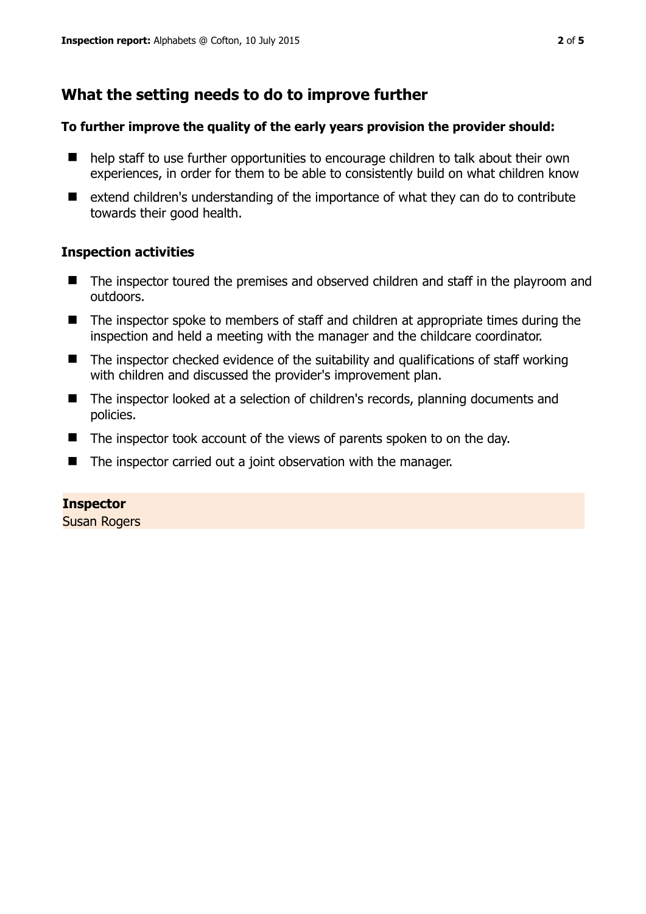## What the setting needs to do to improve further

**To further improve the quality of the early years provision the provider should:**

- help staff to use further opportunities to encourage children to talk about their own experiences, in order for them to be able to consistently build on what children know
- extend children's understanding of the importance of what they can do to contribute towards their good health.

### Inspection activities

- The inspector toured the premises and observed children and staff in the playroom and outdoors.
- The inspector spoke to members of staff and children at appropriate times during the inspection and held a meeting with the manager and the childcare coordinator.
- The inspector checked evidence of the suitability and qualifications of staff working with children and discussed the provider's improvement plan.
- The inspector looked at a selection of children's records, planning documents and policies.
- The inspector took account of the views of parents spoken to on the day.
- The inspector carried out a joint observation with the manager.

**Inspector**
Susan Rogers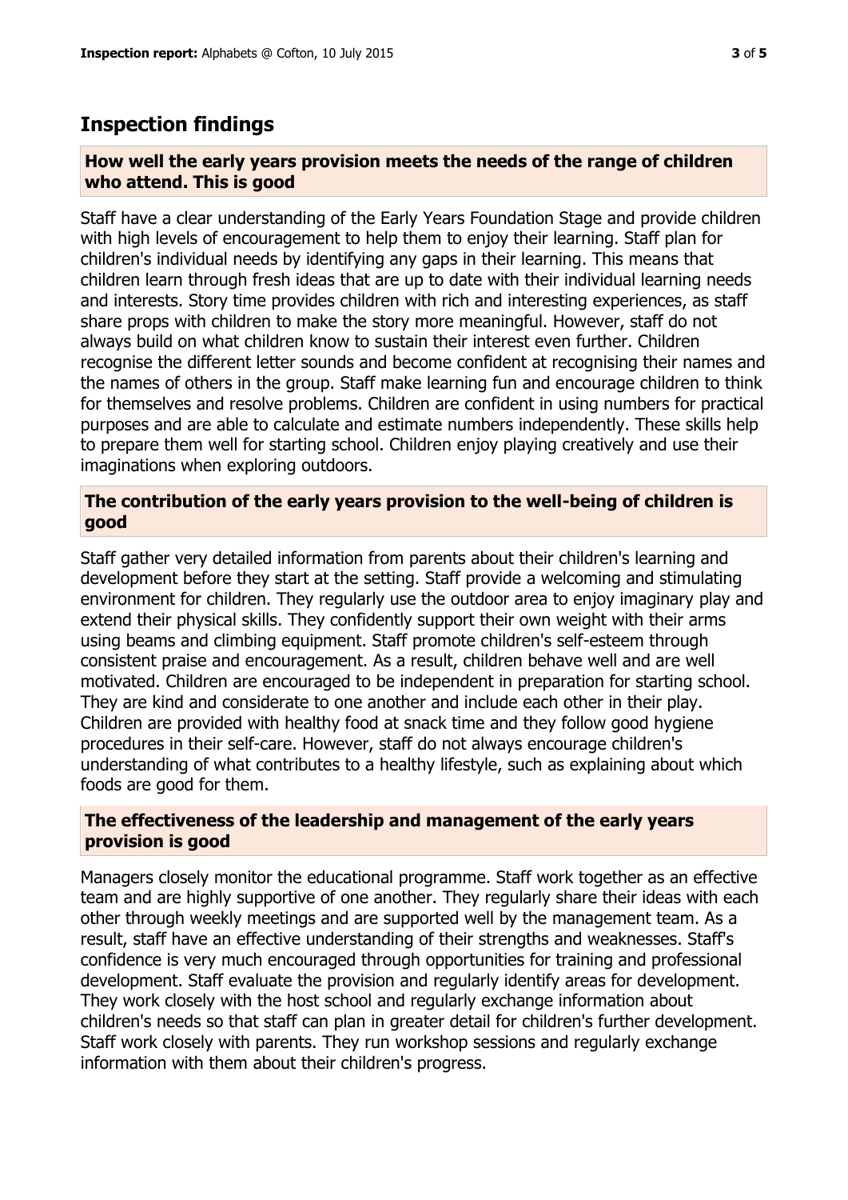## Inspection findings

### How well the early years provision meets the needs of the range of children who attend. This is good

Staff have a clear understanding of the Early Years Foundation Stage and provide children with high levels of encouragement to help them to enjoy their learning. Staff plan for children's individual needs by identifying any gaps in their learning. This means that children learn through fresh ideas that are up to date with their individual learning needs and interests. Story time provides children with rich and interesting experiences, as staff share props with children to make the story more meaningful. However, staff do not always build on what children know to sustain their interest even further. Children recognise the different letter sounds and become confident at recognising their names and the names of others in the group. Staff make learning fun and encourage children to think for themselves and resolve problems. Children are confident in using numbers for practical purposes and are able to calculate and estimate numbers independently. These skills help to prepare them well for starting school. Children enjoy playing creatively and use their imaginations when exploring outdoors.

### The contribution of the early years provision to the well-being of children is good

Staff gather very detailed information from parents about their children's learning and development before they start at the setting. Staff provide a welcoming and stimulating environment for children. They regularly use the outdoor area to enjoy imaginary play and extend their physical skills. They confidently support their own weight with their arms using beams and climbing equipment. Staff promote children's self-esteem through consistent praise and encouragement. As a result, children behave well and are well motivated. Children are encouraged to be independent in preparation for starting school. They are kind and considerate to one another and include each other in their play. Children are provided with healthy food at snack time and they follow good hygiene procedures in their self-care. However, staff do not always encourage children's understanding of what contributes to a healthy lifestyle, such as explaining about which foods are good for them.

### The effectiveness of the leadership and management of the early years provision is good

Managers closely monitor the educational programme. Staff work together as an effective team and are highly supportive of one another. They regularly share their ideas with each other through weekly meetings and are supported well by the management team. As a result, staff have an effective understanding of their strengths and weaknesses. Staff's confidence is very much encouraged through opportunities for training and professional development. Staff evaluate the provision and regularly identify areas for development. They work closely with the host school and regularly exchange information about children's needs so that staff can plan in greater detail for children's further development. Staff work closely with parents. They run workshop sessions and regularly exchange information with them about their children's progress.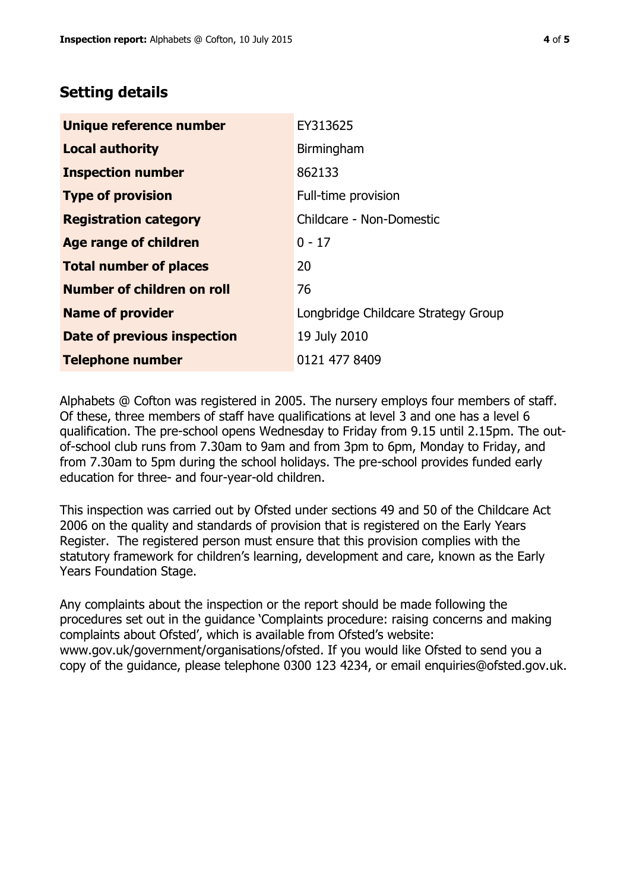## Setting details

| **Unique reference number** | EY313625 |
|---|---|
| **Local authority** | Birmingham |
| **Inspection number** | 862133 |
| **Type of provision** | Full-time provision |
| **Registration category** | Childcare - Non-Domestic |
| **Age range of children** | 0 - 17 |
| **Total number of places** | 20 |
| **Number of children on roll** | 76 |
| **Name of provider** | Longbridge Childcare Strategy Group |
| **Date of previous inspection** | 19 July 2010 |
| **Telephone number** | 0121 477 8409 |

Alphabets @ Cofton was registered in 2005. The nursery employs four members of staff. Of these, three members of staff have qualifications at level 3 and one has a level 6 qualification. The pre-school opens Wednesday to Friday from 9.15 until 2.15pm. The out-of-school club runs from 7.30am to 9am and from 3pm to 6pm, Monday to Friday, and from 7.30am to 5pm during the school holidays. The pre-school provides funded early education for three- and four-year-old children.

This inspection was carried out by Ofsted under sections 49 and 50 of the Childcare Act 2006 on the quality and standards of provision that is registered on the Early Years Register. The registered person must ensure that this provision complies with the statutory framework for children's learning, development and care, known as the Early Years Foundation Stage.

Any complaints about the inspection or the report should be made following the procedures set out in the guidance 'Complaints procedure: raising concerns and making complaints about Ofsted', which is available from Ofsted's website: www.gov.uk/government/organisations/ofsted. If you would like Ofsted to send you a copy of the guidance, please telephone 0300 123 4234, or email enquiries@ofsted.gov.uk.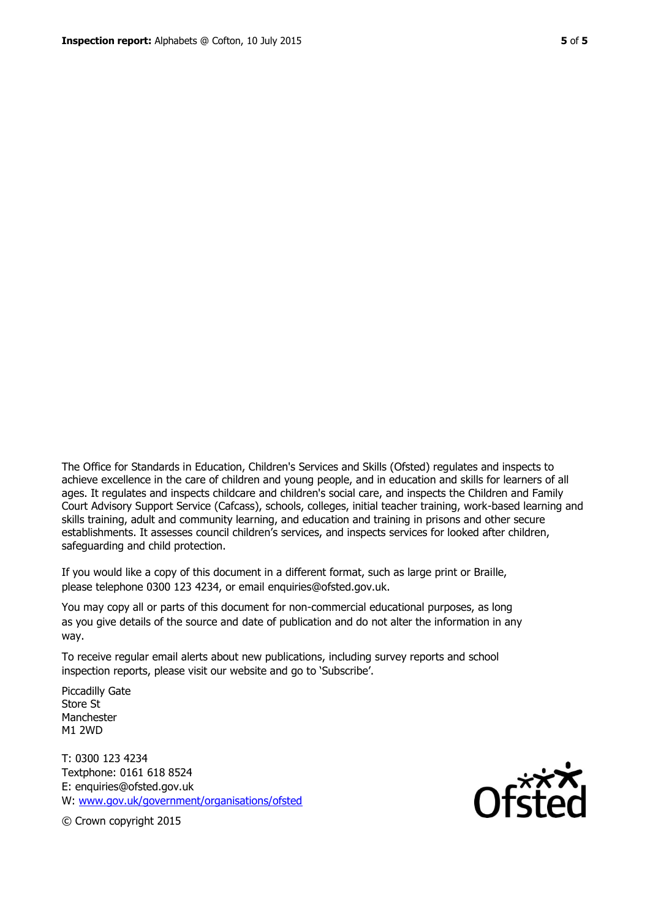The Office for Standards in Education, Children's Services and Skills (Ofsted) regulates and inspects to achieve excellence in the care of children and young people, and in education and skills for learners of all ages. It regulates and inspects childcare and children's social care, and inspects the Children and Family Court Advisory Support Service (Cafcass), schools, colleges, initial teacher training, work-based learning and skills training, adult and community learning, and education and training in prisons and other secure establishments. It assesses council children's services, and inspects services for looked after children, safeguarding and child protection.

If you would like a copy of this document in a different format, such as large print or Braille, please telephone 0300 123 4234, or email enquiries@ofsted.gov.uk.

You may copy all or parts of this document for non-commercial educational purposes, as long as you give details of the source and date of publication and do not alter the information in any way.

To receive regular email alerts about new publications, including survey reports and school inspection reports, please visit our website and go to 'Subscribe'.

Piccadilly Gate
Store St
Manchester
M1 2WD

T: 0300 123 4234
Textphone: 0161 618 8524
E: enquiries@ofsted.gov.uk
W: [www.gov.uk/government/organisations/ofsted](www.gov.uk/government/organisations/ofsted)

© Crown copyright 2015